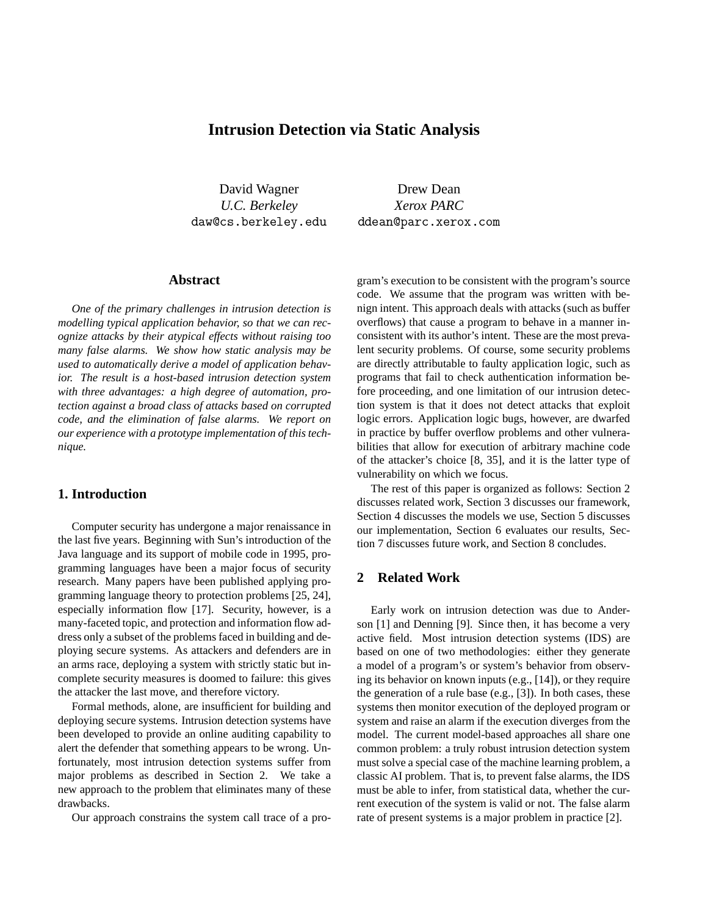# Intrusion Detection via Static Analysis

David Wagner
*U.C. Berkeley*
daw@cs.berkeley.edu

Drew Dean
*Xerox PARC*
ddean@parc.xerox.com

## Abstract

*One of the primary challenges in intrusion detection is modelling typical application behavior, so that we can recognize attacks by their atypical effects without raising too many false alarms. We show how static analysis may be used to automatically derive a model of application behavior. The result is a host-based intrusion detection system with three advantages: a high degree of automation, protection against a broad class of attacks based on corrupted code, and the elimination of false alarms. We report on our experience with a prototype implementation of this technique.*

## 1. Introduction

Computer security has undergone a major renaissance in the last five years. Beginning with Sun's introduction of the Java language and its support of mobile code in 1995, programming languages have been a major focus of security research. Many papers have been published applying programming language theory to protection problems [25, 24], especially information flow [17]. Security, however, is a many-faceted topic, and protection and information flow address only a subset of the problems faced in building and deploying secure systems. As attackers and defenders are in an arms race, deploying a system with strictly static but incomplete security measures is doomed to failure: this gives the attacker the last move, and therefore victory.

Formal methods, alone, are insufficient for building and deploying secure systems. Intrusion detection systems have been developed to provide an online auditing capability to alert the defender that something appears to be wrong. Unfortunately, most intrusion detection systems suffer from major problems as described in Section 2. We take a new approach to the problem that eliminates many of these drawbacks.

Our approach constrains the system call trace of a program's execution to be consistent with the program's source code. We assume that the program was written with benign intent. This approach deals with attacks (such as buffer overflows) that cause a program to behave in a manner inconsistent with its author's intent. These are the most prevalent security problems. Of course, some security problems are directly attributable to faulty application logic, such as programs that fail to check authentication information before proceeding, and one limitation of our intrusion detection system is that it does not detect attacks that exploit logic errors. Application logic bugs, however, are dwarfed in practice by buffer overflow problems and other vulnerabilities that allow for execution of arbitrary machine code of the attacker's choice [8, 35], and it is the latter type of vulnerability on which we focus.

The rest of this paper is organized as follows: Section 2 discusses related work, Section 3 discusses our framework, Section 4 discusses the models we use, Section 5 discusses our implementation, Section 6 evaluates our results, Section 7 discusses future work, and Section 8 concludes.

## 2 Related Work

Early work on intrusion detection was due to Anderson [1] and Denning [9]. Since then, it has become a very active field. Most intrusion detection systems (IDS) are based on one of two methodologies: either they generate a model of a program's or system's behavior from observing its behavior on known inputs (e.g., [14]), or they require the generation of a rule base (e.g., [3]). In both cases, these systems then monitor execution of the deployed program or system and raise an alarm if the execution diverges from the model. The current model-based approaches all share one common problem: a truly robust intrusion detection system must solve a special case of the machine learning problem, a classic AI problem. That is, to prevent false alarms, the IDS must be able to infer, from statistical data, whether the current execution of the system is valid or not. The false alarm rate of present systems is a major problem in practice [2].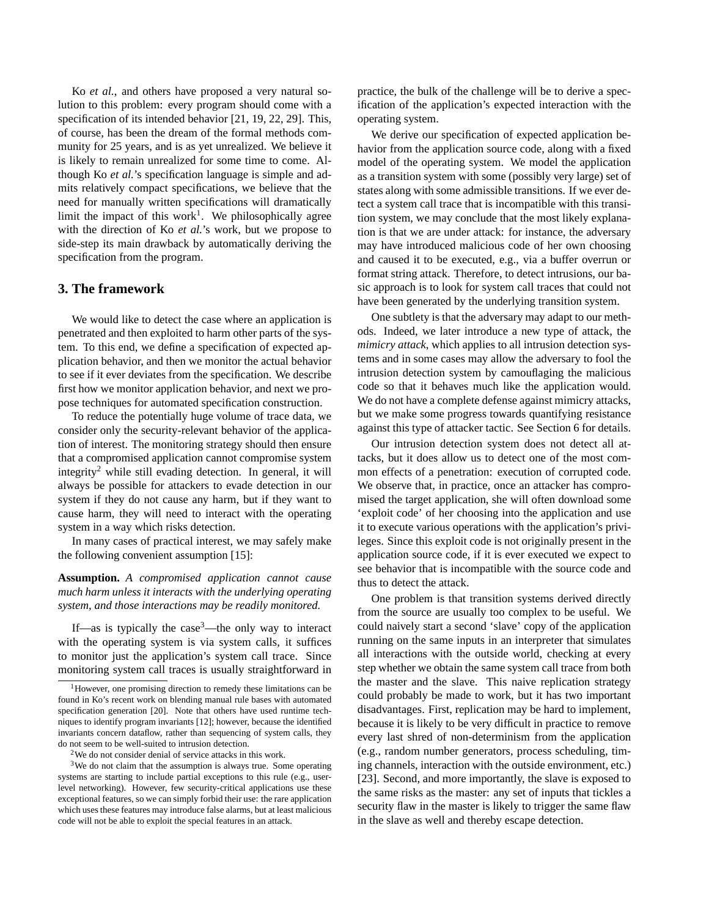Ko *et al.*, and others have proposed a very natural solution to this problem: every program should come with a specification of its intended behavior [21, 19, 22, 29]. This, of course, has been the dream of the formal methods community for 25 years, and is as yet unrealized. We believe it is likely to remain unrealized for some time to come. Although Ko *et al.*'s specification language is simple and admits relatively compact specifications, we believe that the need for manually written specifications will dramatically limit the impact of this work[1]. We philosophically agree with the direction of Ko *et al.*'s work, but we propose to side-step its main drawback by automatically deriving the specification from the program.

## 3. The framework

We would like to detect the case where an application is penetrated and then exploited to harm other parts of the system. To this end, we define a specification of expected application behavior, and then we monitor the actual behavior to see if it ever deviates from the specification. We describe first how we monitor application behavior, and next we propose techniques for automated specification construction.

To reduce the potentially huge volume of trace data, we consider only the security-relevant behavior of the application of interest. The monitoring strategy should then ensure that a compromised application cannot compromise system integrity[2] while still evading detection. In general, it will always be possible for attackers to evade detection in our system if they do not cause any harm, but if they want to cause harm, they will need to interact with the operating system in a way which risks detection.

In many cases of practical interest, we may safely make the following convenient assumption [15]:

**Assumption.** *A compromised application cannot cause much harm unless it interacts with the underlying operating system, and those interactions may be readily monitored.*

If—as is typically the case[3]—the only way to interact with the operating system is via system calls, it suffices to monitor just the application's system call trace. Since monitoring system call traces is usually straightforward in practice, the bulk of the challenge will be to derive a specification of the application's expected interaction with the operating system.

We derive our specification of expected application behavior from the application source code, along with a fixed model of the operating system. We model the application as a transition system with some (possibly very large) set of states along with some admissible transitions. If we ever detect a system call trace that is incompatible with this transition system, we may conclude that the most likely explanation is that we are under attack: for instance, the adversary may have introduced malicious code of her own choosing and caused it to be executed, e.g., via a buffer overrun or format string attack. Therefore, to detect intrusions, our basic approach is to look for system call traces that could not have been generated by the underlying transition system.

One subtlety is that the adversary may adapt to our methods. Indeed, we later introduce a new type of attack, the *mimicry attack*, which applies to all intrusion detection systems and in some cases may allow the adversary to fool the intrusion detection system by camouflaging the malicious code so that it behaves much like the application would. We do not have a complete defense against mimicry attacks, but we make some progress towards quantifying resistance against this type of attacker tactic. See Section 6 for details.

Our intrusion detection system does not detect all attacks, but it does allow us to detect one of the most common effects of a penetration: execution of corrupted code. We observe that, in practice, once an attacker has compromised the target application, she will often download some 'exploit code' of her choosing into the application and use it to execute various operations with the application's privileges. Since this exploit code is not originally present in the application source code, if it is ever executed we expect to see behavior that is incompatible with the source code and thus to detect the attack.

One problem is that transition systems derived directly from the source are usually too complex to be useful. We could naively start a second 'slave' copy of the application running on the same inputs in an interpreter that simulates all interactions with the outside world, checking at every step whether we obtain the same system call trace from both the master and the slave. This naive replication strategy could probably be made to work, but it has two important disadvantages. First, replication may be hard to implement, because it is likely to be very difficult in practice to remove every last shred of non-determinism from the application (e.g., random number generators, process scheduling, timing channels, interaction with the outside environment, etc.) [23]. Second, and more importantly, the slave is exposed to the same risks as the master: any set of inputs that tickles a security flaw in the master is likely to trigger the same flaw in the slave as well and thereby escape detection.

---

[1] However, one promising direction to remedy these limitations can be found in Ko's recent work on blending manual rule bases with automated specification generation [20]. Note that others have used runtime techniques to identify program invariants [12]; however, because the identified invariants concern dataflow, rather than sequencing of system calls, they do not seem to be well-suited to intrusion detection.

[2] We do not consider denial of service attacks in this work.

[3] We do not claim that the assumption is always true. Some operating systems are starting to include partial exceptions to this rule (e.g., user-level networking). However, few security-critical applications use these exceptional features, so we can simply forbid their use: the rare application which uses these features may introduce false alarms, but at least malicious code will not be able to exploit the special features in an attack.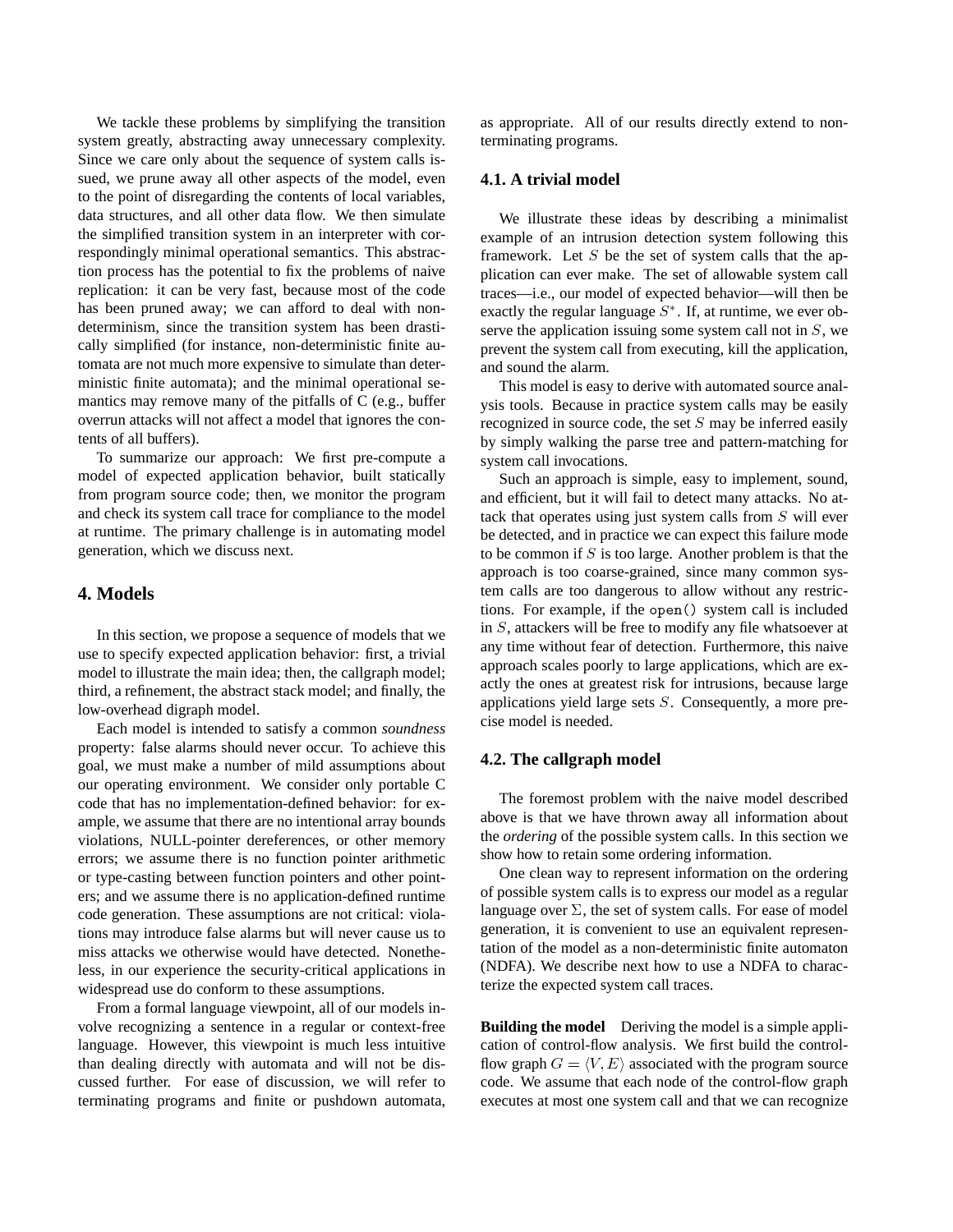We tackle these problems by simplifying the transition system greatly, abstracting away unnecessary complexity. Since we care only about the sequence of system calls issued, we prune away all other aspects of the model, even to the point of disregarding the contents of local variables, data structures, and all other data flow. We then simulate the simplified transition system in an interpreter with correspondingly minimal operational semantics. This abstraction process has the potential to fix the problems of naive replication: it can be very fast, because most of the code has been pruned away; we can afford to deal with non-determinism, since the transition system has been drastically simplified (for instance, non-deterministic finite automata are not much more expensive to simulate than deterministic finite automata); and the minimal operational semantics may remove many of the pitfalls of C (e.g., buffer overrun attacks will not affect a model that ignores the contents of all buffers).

To summarize our approach: We first pre-compute a model of expected application behavior, built statically from program source code; then, we monitor the program and check its system call trace for compliance to the model at runtime. The primary challenge is in automating model generation, which we discuss next.

## 4. Models

In this section, we propose a sequence of models that we use to specify expected application behavior: first, a trivial model to illustrate the main idea; then, the callgraph model; third, a refinement, the abstract stack model; and finally, the low-overhead digraph model.

Each model is intended to satisfy a common *soundness* property: false alarms should never occur. To achieve this goal, we must make a number of mild assumptions about our operating environment. We consider only portable C code that has no implementation-defined behavior: for example, we assume that there are no intentional array bounds violations, NULL-pointer dereferences, or other memory errors; we assume there is no function pointer arithmetic or type-casting between function pointers and other pointers; and we assume there is no application-defined runtime code generation. These assumptions are not critical: violations may introduce false alarms but will never cause us to miss attacks we otherwise would have detected. Nonetheless, in our experience the security-critical applications in widespread use do conform to these assumptions.

From a formal language viewpoint, all of our models involve recognizing a sentence in a regular or context-free language. However, this viewpoint is much less intuitive than dealing directly with automata and will not be discussed further. For ease of discussion, we will refer to terminating programs and finite or pushdown automata, as appropriate. All of our results directly extend to non-terminating programs.

### 4.1. A trivial model

We illustrate these ideas by describing a minimalist example of an intrusion detection system following this framework. Let $S$ be the set of system calls that the application can ever make. The set of allowable system call traces—i.e., our model of expected behavior—will then be exactly the regular language $S^*$. If, at runtime, we ever observe the application issuing some system call not in $S$, we prevent the system call from executing, kill the application, and sound the alarm.

This model is easy to derive with automated source analysis tools. Because in practice system calls may be easily recognized in source code, the set $S$ may be inferred easily by simply walking the parse tree and pattern-matching for system call invocations.

Such an approach is simple, easy to implement, sound, and efficient, but it will fail to detect many attacks. No attack that operates using just system calls from $S$ will ever be detected, and in practice we can expect this failure mode to be common if $S$ is too large. Another problem is that the approach is too coarse-grained, since many common system calls are too dangerous to allow without any restrictions. For example, if the `open()` system call is included in $S$, attackers will be free to modify any file whatsoever at any time without fear of detection. Furthermore, this naive approach scales poorly to large applications, which are exactly the ones at greatest risk for intrusions, because large applications yield large sets $S$. Consequently, a more precise model is needed.

### 4.2. The callgraph model

The foremost problem with the naive model described above is that we have thrown away all information about the *ordering* of the possible system calls. In this section we show how to retain some ordering information.

One clean way to represent information on the ordering of possible system calls is to express our model as a regular language over $\Sigma$, the set of system calls. For ease of model generation, it is convenient to use an equivalent representation of the model as a non-deterministic finite automaton (NDFA). We describe next how to use a NDFA to characterize the expected system call traces.

**Building the model** Deriving the model is a simple application of control-flow analysis. We first build the control-flow graph $G = \langle V, E \rangle$ associated with the program source code. We assume that each node of the control-flow graph executes at most one system call and that we can recognize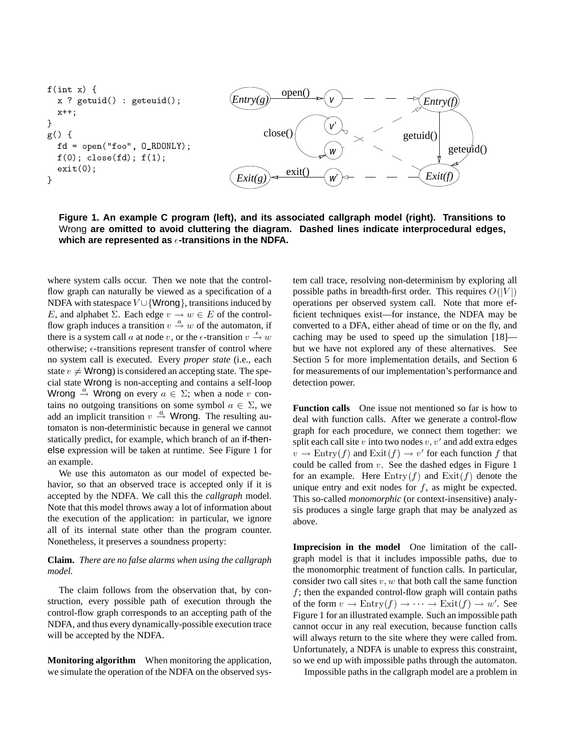```
f(int x) {
  x ? getuid() : geteuid();
  x++;
}
g() {
  fd = open("foo", O_RDONLY);
  f(0); close(fd); f(1);
  exit(0);
}
```

**Figure 1. An example C program (left), and its associated callgraph model (right). Transitions to Wrong are omitted to avoid cluttering the diagram. Dashed lines indicate interprocedural edges, which are represented as $\epsilon$-transitions in the NDFA.**

where system calls occur. Then we note that the control-flow graph can naturally be viewed as a specification of a NDFA with statespace $V \cup \{\text{Wrong}\}$, transitions induced by $E$, and alphabet $\Sigma$. Each edge $v \to w \in E$ of the control-flow graph induces a transition $v \xrightarrow{a} w$ of the automaton, if there is a system call $a$ at node $v$, or the $\epsilon$-transition $v \xrightarrow{\epsilon} w$ otherwise; $\epsilon$-transitions represent transfer of control where no system call is executed. Every *proper state* (i.e., each state $v \neq \text{Wrong}$) is considered an accepting state. The special state Wrong is non-accepting and contains a self-loop $\text{Wrong} \xrightarrow{a} \text{Wrong}$ on every $a \in \Sigma$; when a node $v$ contains no outgoing transitions on some symbol $a \in \Sigma$, we add an implicit transition $v \xrightarrow{a} \text{Wrong}$. The resulting automaton is non-deterministic because in general we cannot statically predict, for example, which branch of an if-then-else expression will be taken at runtime. See Figure 1 for an example.

We use this automaton as our model of expected behavior, so that an observed trace is accepted only if it is accepted by the NDFA. We call this the *callgraph* model. Note that this model throws away a lot of information about the execution of the application: in particular, we ignore all of its internal state other than the program counter. Nonetheless, it preserves a soundness property:

**Claim.** *There are no false alarms when using the callgraph model.*

The claim follows from the observation that, by construction, every possible path of execution through the control-flow graph corresponds to an accepting path of the NDFA, and thus every dynamically-possible execution trace will be accepted by the NDFA.

**Monitoring algorithm** When monitoring the application, we simulate the operation of the NDFA on the observed system call trace, resolving non-determinism by exploring all possible paths in breadth-first order. This requires $O(|V|)$ operations per observed system call. Note that more efficient techniques exist—for instance, the NDFA may be converted to a DFA, either ahead of time or on the fly, and caching may be used to speed up the simulation [18]—but we have not explored any of these alternatives. See Section 5 for more implementation details, and Section 6 for measurements of our implementation's performance and detection power.

**Function calls** One issue not mentioned so far is how to deal with function calls. After we generate a control-flow graph for each procedure, we connect them together: we split each call site $v$ into two nodes $v, v'$ and add extra edges $v \to \text{Entry}(f)$ and $\text{Exit}(f) \to v'$ for each function $f$ that could be called from $v$. See the dashed edges in Figure 1 for an example. Here $\text{Entry}(f)$ and $\text{Exit}(f)$ denote the unique entry and exit nodes for $f$, as might be expected. This so-called *monomorphic* (or context-insensitive) analysis produces a single large graph that may be analyzed as above.

**Imprecision in the model** One limitation of the callgraph model is that it includes impossible paths, due to the monomorphic treatment of function calls. In particular, consider two call sites $v, w$ that both call the same function $f$; then the expanded control-flow graph will contain paths of the form $v \to \text{Entry}(f) \to \cdots \to \text{Exit}(f) \to w'$. See Figure 1 for an illustrated example. Such an impossible path cannot occur in any real execution, because function calls will always return to the site where they were called from. Unfortunately, a NDFA is unable to express this constraint, so we end up with impossible paths through the automaton.

Impossible paths in the callgraph model are a problem in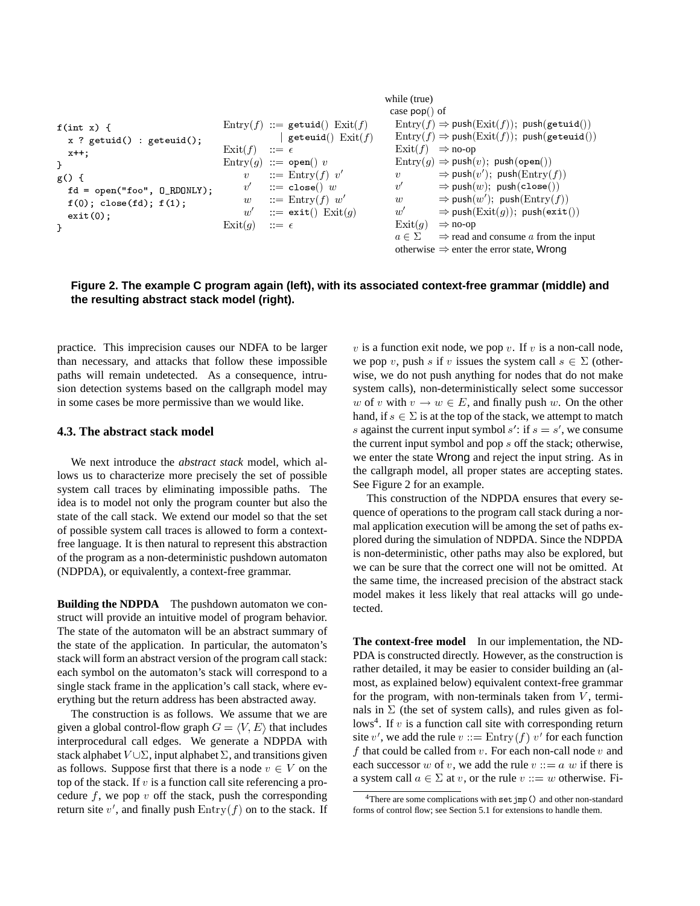```
f(int x) {
  x ? getuid() : geteuid();
  x++;
}
g() {
  fd = open("foo", O_RDONLY);
  f(0); close(fd); f(1);
  exit(0);
}
```

$$
\begin{aligned}
\mathrm{Entry}(f) &::= \texttt{getuid}()\ \mathrm{Exit}(f) \\
&\quad\ \mid\ \texttt{geteuid}()\ \mathrm{Exit}(f) \\
\mathrm{Exit}(f) &::= \epsilon \\
\mathrm{Entry}(g) &::= \texttt{open}()\ v \\
v &::= \mathrm{Entry}(f)\ v' \\
v' &::= \texttt{close}()\ w \\
w &::= \mathrm{Entry}(f)\ w' \\
w' &::= \texttt{exit}()\ \mathrm{Exit}(g) \\
\mathrm{Exit}(g) &::= \epsilon
\end{aligned}
$$

while (true)
 case pop() of
 $\mathrm{Entry}(f) \Rightarrow$ push($\mathrm{Exit}(f)$); push(getuid())
 $\mathrm{Entry}(f) \Rightarrow$ push($\mathrm{Exit}(f)$); push(geteuid())
 $\mathrm{Exit}(f) \Rightarrow$ no-op
 $\mathrm{Entry}(g) \Rightarrow$ push($v$); push(open())
 $v \Rightarrow$ push($v'$); push($\mathrm{Entry}(f)$)
 $v' \Rightarrow$ push($w$); push(close())
 $w \Rightarrow$ push($w'$); push($\mathrm{Entry}(f)$)
 $w' \Rightarrow$ push($\mathrm{Exit}(g)$); push(exit())
 $\mathrm{Exit}(g) \Rightarrow$ no-op
 $a \in \Sigma \Rightarrow$ read and consume $a$ from the input
 otherwise $\Rightarrow$ enter the error state, Wrong

**Figure 2. The example C program again (left), with its associated context-free grammar (middle) and the resulting abstract stack model (right).**

practice. This imprecision causes our NDFA to be larger than necessary, and attacks that follow these impossible paths will remain undetected. As a consequence, intrusion detection systems based on the callgraph model may in some cases be more permissive than we would like.

### 4.3. The abstract stack model

We next introduce the *abstract stack* model, which allows us to characterize more precisely the set of possible system call traces by eliminating impossible paths. The idea is to model not only the program counter but also the state of the call stack. We extend our model so that the set of possible system call traces is allowed to form a context-free language. It is then natural to represent this abstraction of the program as a non-deterministic pushdown automaton (NDPDA), or equivalently, a context-free grammar.

**Building the NDPDA** The pushdown automaton we construct will provide an intuitive model of program behavior. The state of the automaton will be an abstract summary of the state of the application. In particular, the automaton's stack will form an abstract version of the program call stack: each symbol on the automaton's stack will correspond to a single stack frame in the application's call stack, where everything but the return address has been abstracted away.

The construction is as follows. We assume that we are given a global control-flow graph $G = \langle V, E \rangle$ that includes interprocedural call edges. We generate a NDPDA with stack alphabet $V \cup \Sigma$, input alphabet $\Sigma$, and transitions given as follows. Suppose first that there is a node $v \in V$ on the top of the stack. If $v$ is a function call site referencing a procedure $f$, we pop $v$ off the stack, push the corresponding return site $v'$, and finally push $\mathrm{Entry}(f)$ on to the stack. If $v$ is a function exit node, we pop $v$. If $v$ is a non-call node, we pop $v$, push $s$ if $v$ issues the system call $s \in \Sigma$ (otherwise, we do not push anything for nodes that do not make system calls), non-deterministically select some successor $w$ of $v$ with $v \to w \in E$, and finally push $w$. On the other hand, if $s \in \Sigma$ is at the top of the stack, we attempt to match $s$ against the current input symbol $s'$: if $s = s'$, we consume the current input symbol and pop $s$ off the stack; otherwise, we enter the state Wrong and reject the input string. As in the callgraph model, all proper states are accepting states. See Figure 2 for an example.

This construction of the NDPDA ensures that every sequence of operations to the program call stack during a normal application execution will be among the set of paths explored during the simulation of NDPDA. Since the NDPDA is non-deterministic, other paths may also be explored, but we can be sure that the correct one will not be omitted. At the same time, the increased precision of the abstract stack model makes it less likely that real attacks will go undetected.

**The context-free model** In our implementation, the NDPDA is constructed directly. However, as the construction is rather detailed, it may be easier to consider building an (almost, as explained below) equivalent context-free grammar for the program, with non-terminals taken from $V$, terminals in $\Sigma$ (the set of system calls), and rules given as follows[4]. If $v$ is a function call site with corresponding return site $v'$, we add the rule $v ::= \mathrm{Entry}(f)\ v'$ for each function $f$ that could be called from $v$. For each non-call node $v$ and each successor $w$ of $v$, we add the rule $v ::= a\ w$ if there is a system call $a \in \Sigma$ at $v$, or the rule $v ::= w$ otherwise. Fi-

[4] There are some complications with `setjmp()` and other non-standard forms of control flow; see Section 5.1 for extensions to handle them.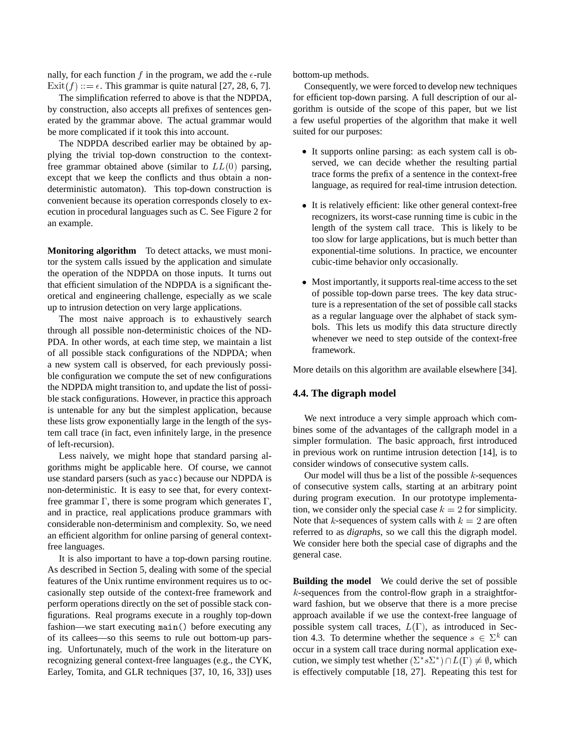nally, for each function $f$ in the program, we add the $\epsilon$-rule $\text{Exit}(f) ::= \epsilon$. This grammar is quite natural [27, 28, 6, 7].

The simplification referred to above is that the NDPDA, by construction, also accepts all prefixes of sentences generated by the grammar above. The actual grammar would be more complicated if it took this into account.

The NDPDA described earlier may be obtained by applying the trivial top-down construction to the context-free grammar obtained above (similar to $LL(0)$ parsing, except that we keep the conflicts and thus obtain a non-deterministic automaton). This top-down construction is convenient because its operation corresponds closely to execution in procedural languages such as C. See Figure 2 for an example.

**Monitoring algorithm** To detect attacks, we must monitor the system calls issued by the application and simulate the operation of the NDPDA on those inputs. It turns out that efficient simulation of the NDPDA is a significant theoretical and engineering challenge, especially as we scale up to intrusion detection on very large applications.

The most naive approach is to exhaustively search through all possible non-deterministic choices of the NDPDA. In other words, at each time step, we maintain a list of all possible stack configurations of the NDPDA; when a new system call is observed, for each previously possible configuration we compute the set of new configurations the NDPDA might transition to, and update the list of possible stack configurations. However, in practice this approach is untenable for any but the simplest application, because these lists grow exponentially large in the length of the system call trace (in fact, even infinitely large, in the presence of left-recursion).

Less naively, we might hope that standard parsing algorithms might be applicable here. Of course, we cannot use standard parsers (such as `yacc`) because our NDPDA is non-deterministic. It is easy to see that, for every context-free grammar $\Gamma$, there is some program which generates $\Gamma$, and in practice, real applications produce grammars with considerable non-determinism and complexity. So, we need an efficient algorithm for online parsing of general context-free languages.

It is also important to have a top-down parsing routine. As described in Section 5, dealing with some of the special features of the Unix runtime environment requires us to occasionally step outside of the context-free framework and perform operations directly on the set of possible stack configurations. Real programs execute in a roughly top-down fashion—we start executing `main()` before executing any of its callees—so this seems to rule out bottom-up parsing. Unfortunately, much of the work in the literature on recognizing general context-free languages (e.g., the CYK, Earley, Tomita, and GLR techniques [37, 10, 16, 33]) uses bottom-up methods.

Consequently, we were forced to develop new techniques for efficient top-down parsing. A full description of our algorithm is outside of the scope of this paper, but we list a few useful properties of the algorithm that make it well suited for our purposes:

- It supports online parsing: as each system call is observed, we can decide whether the resulting partial trace forms the prefix of a sentence in the context-free language, as required for real-time intrusion detection.
- It is relatively efficient: like other general context-free recognizers, its worst-case running time is cubic in the length of the system call trace. This is likely to be too slow for large applications, but is much better than exponential-time solutions. In practice, we encounter cubic-time behavior only occasionally.
- Most importantly, it supports real-time access to the set of possible top-down parse trees. The key data structure is a representation of the set of possible call stacks as a regular language over the alphabet of stack symbols. This lets us modify this data structure directly whenever we need to step outside of the context-free framework.

More details on this algorithm are available elsewhere [34].

### 4.4. The digraph model

We next introduce a very simple approach which combines some of the advantages of the callgraph model in a simpler formulation. The basic approach, first introduced in previous work on runtime intrusion detection [14], is to consider windows of consecutive system calls.

Our model will thus be a list of the possible $k$-sequences of consecutive system calls, starting at an arbitrary point during program execution. In our prototype implementation, we consider only the special case $k = 2$ for simplicity. Note that $k$-sequences of system calls with $k = 2$ are often referred to as *digraphs*, so we call this the digraph model. We consider here both the special case of digraphs and the general case.

**Building the model** We could derive the set of possible $k$-sequences from the control-flow graph in a straightforward fashion, but we observe that there is a more precise approach available if we use the context-free language of possible system call traces, $L(\Gamma)$, as introduced in Section 4.3. To determine whether the sequence $s \in \Sigma^k$ can occur in a system call trace during normal application execution, we simply test whether $(\Sigma^* s \Sigma^*) \cap L(\Gamma) \neq \emptyset$, which is effectively computable [18, 27]. Repeating this test for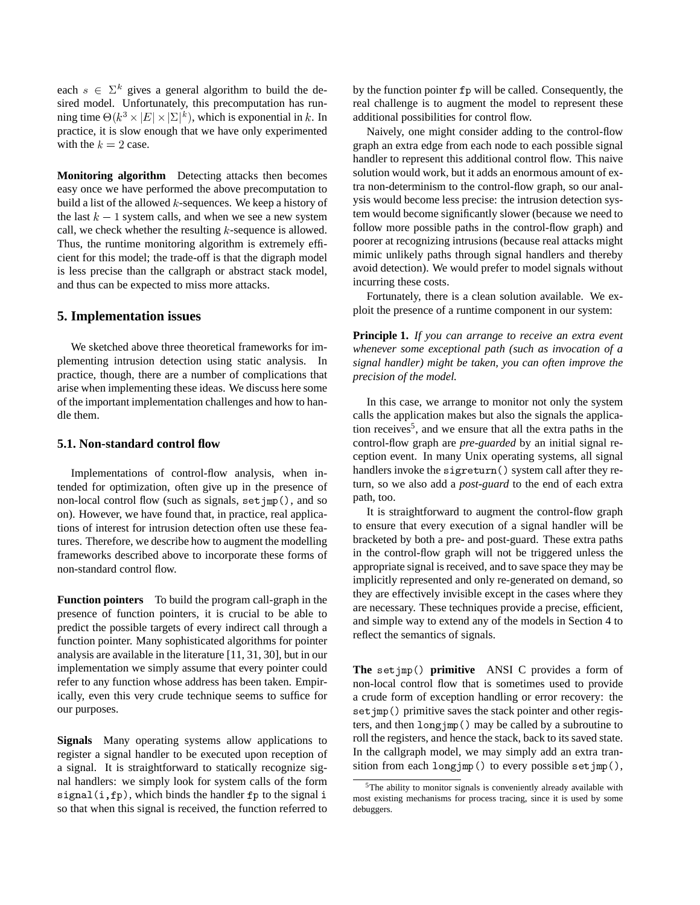each $s \in \Sigma^k$ gives a general algorithm to build the desired model. Unfortunately, this precomputation has running time $\Theta(k^3 \times |E| \times |\Sigma|^k)$, which is exponential in $k$. In practice, it is slow enough that we have only experimented with the $k = 2$ case.

**Monitoring algorithm** Detecting attacks then becomes easy once we have performed the above precomputation to build a list of the allowed $k$-sequences. We keep a history of the last $k - 1$ system calls, and when we see a new system call, we check whether the resulting $k$-sequence is allowed. Thus, the runtime monitoring algorithm is extremely efficient for this model; the trade-off is that the digraph model is less precise than the callgraph or abstract stack model, and thus can be expected to miss more attacks.

## 5. Implementation issues

We sketched above three theoretical frameworks for implementing intrusion detection using static analysis. In practice, though, there are a number of complications that arise when implementing these ideas. We discuss here some of the important implementation challenges and how to handle them.

### 5.1. Non-standard control flow

Implementations of control-flow analysis, when intended for optimization, often give up in the presence of non-local control flow (such as signals, `setjmp()`, and so on). However, we have found that, in practice, real applications of interest for intrusion detection often use these features. Therefore, we describe how to augment the modelling frameworks described above to incorporate these forms of non-standard control flow.

**Function pointers** To build the program call-graph in the presence of function pointers, it is crucial to be able to predict the possible targets of every indirect call through a function pointer. Many sophisticated algorithms for pointer analysis are available in the literature [11, 31, 30], but in our implementation we simply assume that every pointer could refer to any function whose address has been taken. Empirically, even this very crude technique seems to suffice for our purposes.

**Signals** Many operating systems allow applications to register a signal handler to be executed upon reception of a signal. It is straightforward to statically recognize signal handlers: we simply look for system calls of the form `signal(i,fp)`, which binds the handler `fp` to the signal `i` so that when this signal is received, the function referred to by the function pointer `fp` will be called. Consequently, the real challenge is to augment the model to represent these additional possibilities for control flow.

Naively, one might consider adding to the control-flow graph an extra edge from each node to each possible signal handler to represent this additional control flow. This naive solution would work, but it adds an enormous amount of extra non-determinism to the control-flow graph, so our analysis would become less precise: the intrusion detection system would become significantly slower (because we need to follow more possible paths in the control-flow graph) and poorer at recognizing intrusions (because real attacks might mimic unlikely paths through signal handlers and thereby avoid detection). We would prefer to model signals without incurring these costs.

Fortunately, there is a clean solution available. We exploit the presence of a runtime component in our system:

**Principle 1.** *If you can arrange to receive an extra event whenever some exceptional path (such as invocation of a signal handler) might be taken, you can often improve the precision of the model.*

In this case, we arrange to monitor not only the system calls the application makes but also the signals the application receives[5], and we ensure that all the extra paths in the control-flow graph are *pre-guarded* by an initial signal reception event. In many Unix operating systems, all signal handlers invoke the `sigreturn()` system call after they return, so we also add a *post-guard* to the end of each extra path, too.

It is straightforward to augment the control-flow graph to ensure that every execution of a signal handler will be bracketed by both a pre- and post-guard. These extra paths in the control-flow graph will not be triggered unless the appropriate signal is received, and to save space they may be implicitly represented and only re-generated on demand, so they are effectively invisible except in the cases where they are necessary. These techniques provide a precise, efficient, and simple way to extend any of the models in Section 4 to reflect the semantics of signals.

**The `setjmp()` primitive** ANSI C provides a form of non-local control flow that is sometimes used to provide a crude form of exception handling or error recovery: the `setjmp()` primitive saves the stack pointer and other registers, and then `longjmp()` may be called by a subroutine to roll the registers, and hence the stack, back to its saved state. In the callgraph model, we may simply add an extra transition from each `longjmp()` to every possible `setjmp()`,

[5] The ability to monitor signals is conveniently already available with most existing mechanisms for process tracing, since it is used by some debuggers.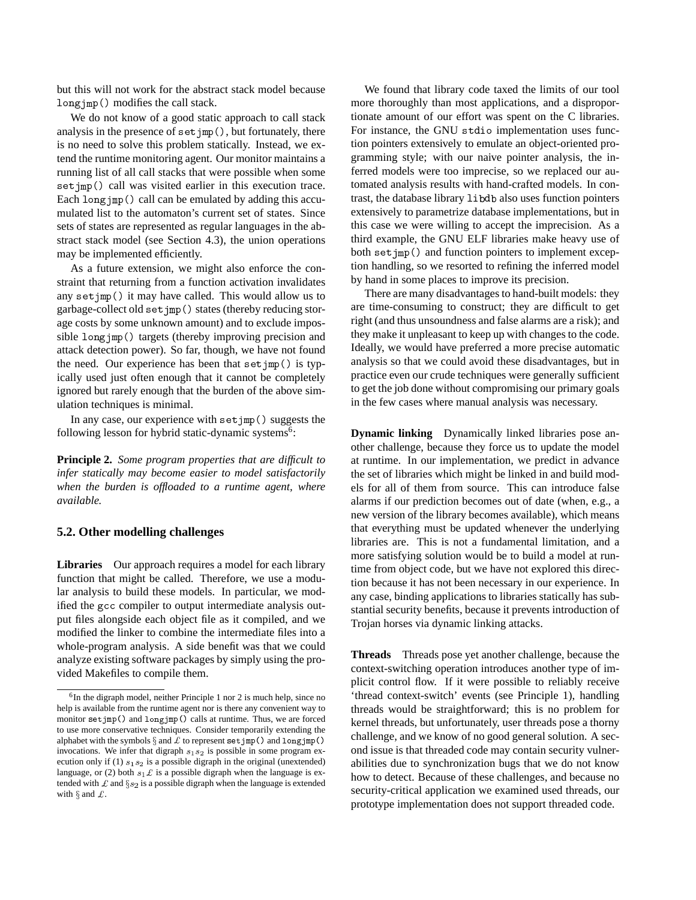but this will not work for the abstract stack model because `longjmp()` modifies the call stack.

We do not know of a good static approach to call stack analysis in the presence of `setjmp()`, but fortunately, there is no need to solve this problem statically. Instead, we extend the runtime monitoring agent. Our monitor maintains a running list of all call stacks that were possible when some `setjmp()` call was visited earlier in this execution trace. Each `longjmp()` call can be emulated by adding this accumulated list to the automaton's current set of states. Since sets of states are represented as regular languages in the abstract stack model (see Section 4.3), the union operations may be implemented efficiently.

As a future extension, we might also enforce the constraint that returning from a function activation invalidates any `setjmp()` it may have called. This would allow us to garbage-collect old `setjmp()` states (thereby reducing storage costs by some unknown amount) and to exclude impossible `longjmp()` targets (thereby improving precision and attack detection power). So far, though, we have not found the need. Our experience has been that `setjmp()` is typically used just often enough that it cannot be completely ignored but rarely enough that the burden of the above simulation techniques is minimal.

In any case, our experience with `setjmp()` suggests the following lesson for hybrid static-dynamic systems[6]:

**Principle 2.** *Some program properties that are difficult to infer statically may become easier to model satisfactorily when the burden is offloaded to a runtime agent, where available.*

### 5.2. Other modelling challenges

**Libraries** Our approach requires a model for each library function that might be called. Therefore, we use a modular analysis to build these models. In particular, we modified the `gcc` compiler to output intermediate analysis output files alongside each object file as it compiled, and we modified the linker to combine the intermediate files into a whole-program analysis. A side benefit was that we could analyze existing software packages by simply using the provided Makefiles to compile them.

We found that library code taxed the limits of our tool more thoroughly than most applications, and a disproportionate amount of our effort was spent on the C libraries. For instance, the GNU `stdio` implementation uses function pointers extensively to emulate an object-oriented programming style; with our naive pointer analysis, the inferred models were too imprecise, so we replaced our automated analysis results with hand-crafted models. In contrast, the database library `libdb` also uses function pointers extensively to parametrize database implementations, but in this case we were willing to accept the imprecision. As a third example, the GNU ELF libraries make heavy use of both `setjmp()` and function pointers to implement exception handling, so we resorted to refining the inferred model by hand in some places to improve its precision.

There are many disadvantages to hand-built models: they are time-consuming to construct; they are difficult to get right (and thus unsoundness and false alarms are a risk); and they make it unpleasant to keep up with changes to the code. Ideally, we would have preferred a more precise automatic analysis so that we could avoid these disadvantages, but in practice even our crude techniques were generally sufficient to get the job done without compromising our primary goals in the few cases where manual analysis was necessary.

**Dynamic linking** Dynamically linked libraries pose another challenge, because they force us to update the model at runtime. In our implementation, we predict in advance the set of libraries which might be linked in and build models for all of them from source. This can introduce false alarms if our prediction becomes out of date (when, e.g., a new version of the library becomes available), which means that everything must be updated whenever the underlying libraries are. This is not a fundamental limitation, and a more satisfying solution would be to build a model at runtime from object code, but we have not explored this direction because it has not been necessary in our experience. In any case, binding applications to libraries statically has substantial security benefits, because it prevents introduction of Trojan horses via dynamic linking attacks.

**Threads** Threads pose yet another challenge, because the context-switching operation introduces another type of implicit control flow. If it were possible to reliably receive 'thread context-switch' events (see Principle 1), handling threads would be straightforward; this is no problem for kernel threads, but unfortunately, user threads pose a thorny challenge, and we know of no good general solution. A second issue is that threaded code may contain security vulnerabilities due to synchronization bugs that we do not know how to detect. Because of these challenges, and because no security-critical application we examined used threads, our prototype implementation does not support threaded code.

---

[6] In the digraph model, neither Principle 1 nor 2 is much help, since no help is available from the runtime agent nor is there any convenient way to monitor `setjmp()` and `longjmp()` calls at runtime. Thus, we are forced to use more conservative techniques. Consider temporarily extending the alphabet with the symbols $\S$ and $\pounds$ to represent `setjmp()` and `longjmp()` invocations. We infer that digraph $s_1 s_2$ is possible in some program execution only if (1) $s_1 s_2$ is a possible digraph in the original (unextended) language, or (2) both $s_1 \pounds$ is a possible digraph when the language is extended with $\pounds$ and $\S s_2$ is a possible digraph when the language is extended with $\S$ and $\pounds$.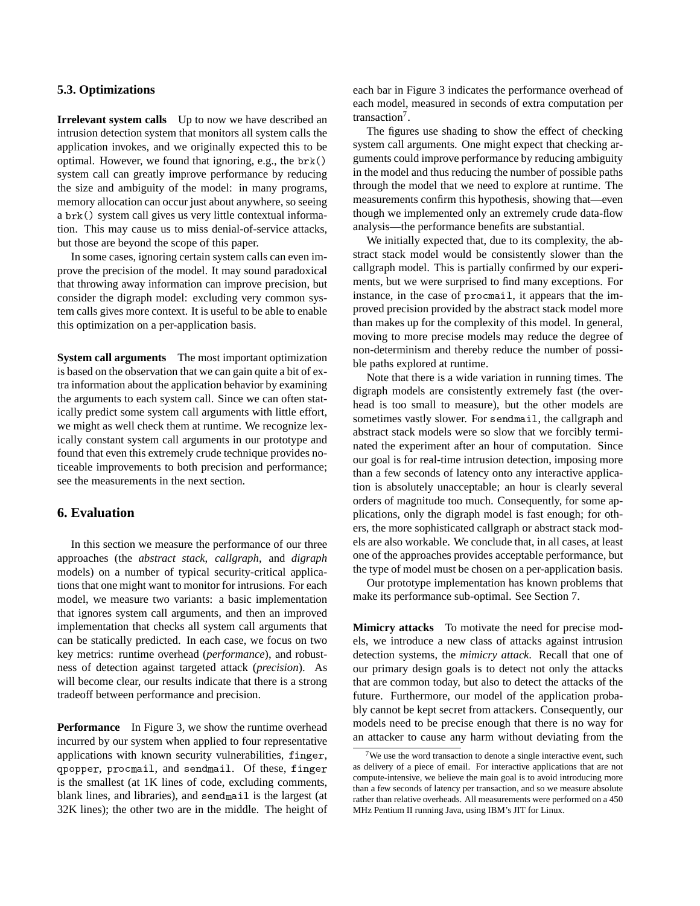### 5.3. Optimizations

**Irrelevant system calls** Up to now we have described an intrusion detection system that monitors all system calls the application invokes, and we originally expected this to be optimal. However, we found that ignoring, e.g., the `brk()` system call can greatly improve performance by reducing the size and ambiguity of the model: in many programs, memory allocation can occur just about anywhere, so seeing a `brk()` system call gives us very little contextual information. This may cause us to miss denial-of-service attacks, but those are beyond the scope of this paper.

In some cases, ignoring certain system calls can even improve the precision of the model. It may sound paradoxical that throwing away information can improve precision, but consider the digraph model: excluding very common system calls gives more context. It is useful to be able to enable this optimization on a per-application basis.

**System call arguments** The most important optimization is based on the observation that we can gain quite a bit of extra information about the application behavior by examining the arguments to each system call. Since we can often statically predict some system call arguments with little effort, we might as well check them at runtime. We recognize lexically constant system call arguments in our prototype and found that even this extremely crude technique provides noticeable improvements to both precision and performance; see the measurements in the next section.

## 6. Evaluation

In this section we measure the performance of our three approaches (the *abstract stack*, *callgraph*, and *digraph* models) on a number of typical security-critical applications that one might want to monitor for intrusions. For each model, we measure two variants: a basic implementation that ignores system call arguments, and then an improved implementation that checks all system call arguments that can be statically predicted. In each case, we focus on two key metrics: runtime overhead (*performance*), and robustness of detection against targeted attack (*precision*). As will become clear, our results indicate that there is a strong tradeoff between performance and precision.

**Performance** In Figure 3, we show the runtime overhead incurred by our system when applied to four representative applications with known security vulnerabilities, `finger`, `qpopper`, `procmail`, and `sendmail`. Of these, `finger` is the smallest (at 1K lines of code, excluding comments, blank lines, and libraries), and `sendmail` is the largest (at 32K lines); the other two are in the middle. The height of each bar in Figure 3 indicates the performance overhead of each model, measured in seconds of extra computation per transaction[7].

The figures use shading to show the effect of checking system call arguments. One might expect that checking arguments could improve performance by reducing ambiguity in the model and thus reducing the number of possible paths through the model that we need to explore at runtime. The measurements confirm this hypothesis, showing that—even though we implemented only an extremely crude data-flow analysis—the performance benefits are substantial.

We initially expected that, due to its complexity, the abstract stack model would be consistently slower than the callgraph model. This is partially confirmed by our experiments, but we were surprised to find many exceptions. For instance, in the case of `procmail`, it appears that the improved precision provided by the abstract stack model more than makes up for the complexity of this model. In general, moving to more precise models may reduce the degree of non-determinism and thereby reduce the number of possible paths explored at runtime.

Note that there is a wide variation in running times. The digraph models are consistently extremely fast (the overhead is too small to measure), but the other models are sometimes vastly slower. For `sendmail`, the callgraph and abstract stack models were so slow that we forcibly terminated the experiment after an hour of computation. Since our goal is for real-time intrusion detection, imposing more than a few seconds of latency onto any interactive application is absolutely unacceptable; an hour is clearly several orders of magnitude too much. Consequently, for some applications, only the digraph model is fast enough; for others, the more sophisticated callgraph or abstract stack models are also workable. We conclude that, in all cases, at least one of the approaches provides acceptable performance, but the type of model must be chosen on a per-application basis.

Our prototype implementation has known problems that make its performance sub-optimal. See Section 7.

**Mimicry attacks** To motivate the need for precise models, we introduce a new class of attacks against intrusion detection systems, the *mimicry attack*. Recall that one of our primary design goals is to detect not only the attacks that are common today, but also to detect the attacks of the future. Furthermore, our model of the application probably cannot be kept secret from attackers. Consequently, our models need to be precise enough that there is no way for an attacker to cause any harm without deviating from the

[7]We use the word transaction to denote a single interactive event, such as delivery of a piece of email. For interactive applications that are not compute-intensive, we believe the main goal is to avoid introducing more than a few seconds of latency per transaction, and so we measure absolute rather than relative overheads. All measurements were performed on a 450 MHz Pentium II running Java, using IBM's JIT for Linux.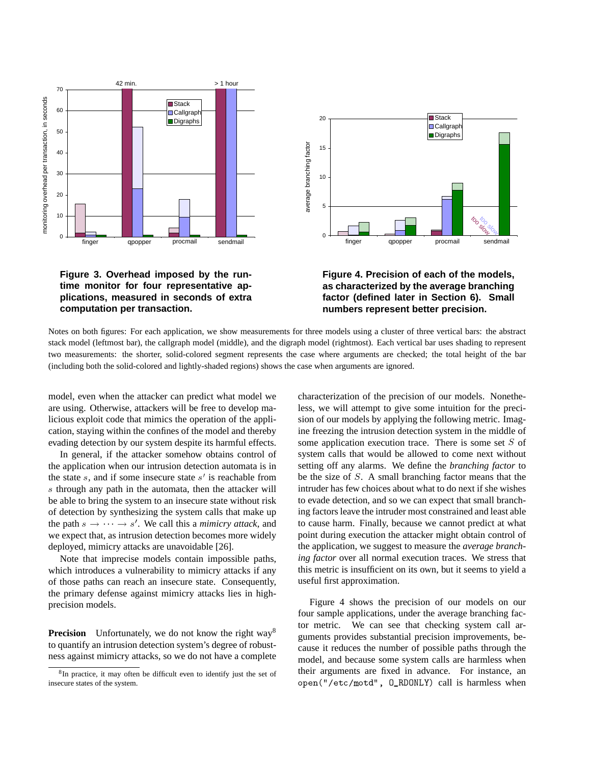**Figure 3. Overhead imposed by the runtime monitor for four representative applications, measured in seconds of extra computation per transaction.**

**Figure 4. Precision of each of the models, as characterized by the average branching factor (defined later in Section 6). Small numbers represent better precision.**

Notes on both figures: For each application, we show measurements for three models using a cluster of three vertical bars: the abstract stack model (leftmost bar), the callgraph model (middle), and the digraph model (rightmost). Each vertical bar uses shading to represent two measurements: the shorter, solid-colored segment represents the case where arguments are checked; the total height of the bar (including both the solid-colored and lightly-shaded regions) shows the case when arguments are ignored.

model, even when the attacker can predict what model we are using. Otherwise, attackers will be free to develop malicious exploit code that mimics the operation of the application, staying within the confines of the model and thereby evading detection by our system despite its harmful effects.

In general, if the attacker somehow obtains control of the application when our intrusion detection automata is in the state $s$, and if some insecure state $s'$ is reachable from $s$ through any path in the automata, then the attacker will be able to bring the system to an insecure state without risk of detection by synthesizing the system calls that make up the path $s \rightarrow \cdots \rightarrow s'$. We call this a *mimicry attack*, and we expect that, as intrusion detection becomes more widely deployed, mimicry attacks are unavoidable [26].

Note that imprecise models contain impossible paths, which introduces a vulnerability to mimicry attacks if any of those paths can reach an insecure state. Consequently, the primary defense against mimicry attacks lies in high-precision models.

**Precision** Unfortunately, we do not know the right way[8] to quantify an intrusion detection system's degree of robustness against mimicry attacks, so we do not have a complete characterization of the precision of our models. Nonetheless, we will attempt to give some intuition for the precision of our models by applying the following metric. Imagine freezing the intrusion detection system in the middle of some application execution trace. There is some set $S$ of system calls that would be allowed to come next without setting off any alarms. We define the *branching factor* to be the size of $S$. A small branching factor means that the intruder has few choices about what to do next if she wishes to evade detection, and so we can expect that small branching factors leave the intruder most constrained and least able to cause harm. Finally, because we cannot predict at what point during execution the attacker might obtain control of the application, we suggest to measure the *average branching factor* over all normal execution traces. We stress that this metric is insufficient on its own, but it seems to yield a useful first approximation.

Figure 4 shows the precision of our models on our four sample applications, under the average branching factor metric. We can see that checking system call arguments provides substantial precision improvements, because it reduces the number of possible paths through the model, and because some system calls are harmless when their arguments are fixed in advance. For instance, an `open("/etc/motd", O_RDONLY)` call is harmless when

[8] In practice, it may often be difficult even to identify just the set of insecure states of the system.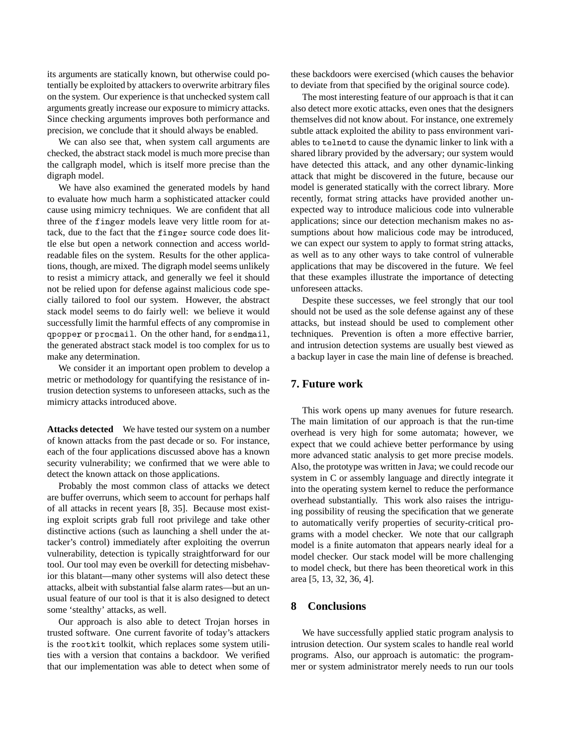its arguments are statically known, but otherwise could potentially be exploited by attackers to overwrite arbitrary files on the system. Our experience is that unchecked system call arguments greatly increase our exposure to mimicry attacks. Since checking arguments improves both performance and precision, we conclude that it should always be enabled.

We can also see that, when system call arguments are checked, the abstract stack model is much more precise than the callgraph model, which is itself more precise than the digraph model.

We have also examined the generated models by hand to evaluate how much harm a sophisticated attacker could cause using mimicry techniques. We are confident that all three of the `finger` models leave very little room for attack, due to the fact that the `finger` source code does little else but open a network connection and access world-readable files on the system. Results for the other applications, though, are mixed. The digraph model seems unlikely to resist a mimicry attack, and generally we feel it should not be relied upon for defense against malicious code specially tailored to fool our system. However, the abstract stack model seems to do fairly well: we believe it would successfully limit the harmful effects of any compromise in `qpopper` or `procmail`. On the other hand, for `sendmail`, the generated abstract stack model is too complex for us to make any determination.

We consider it an important open problem to develop a metric or methodology for quantifying the resistance of intrusion detection systems to unforeseen attacks, such as the mimicry attacks introduced above.

**Attacks detected** We have tested our system on a number of known attacks from the past decade or so. For instance, each of the four applications discussed above has a known security vulnerability; we confirmed that we were able to detect the known attack on those applications.

Probably the most common class of attacks we detect are buffer overruns, which seem to account for perhaps half of all attacks in recent years [8, 35]. Because most existing exploit scripts grab full root privilege and take other distinctive actions (such as launching a shell under the attacker's control) immediately after exploiting the overrun vulnerability, detection is typically straightforward for our tool. Our tool may even be overkill for detecting misbehavior this blatant—many other systems will also detect these attacks, albeit with substantial false alarm rates—but an unusual feature of our tool is that it is also designed to detect some 'stealthy' attacks, as well.

Our approach is also able to detect Trojan horses in trusted software. One current favorite of today's attackers is the `rootkit` toolkit, which replaces some system utilities with a version that contains a backdoor. We verified that our implementation was able to detect when some of these backdoors were exercised (which causes the behavior to deviate from that specified by the original source code).

The most interesting feature of our approach is that it can also detect more exotic attacks, even ones that the designers themselves did not know about. For instance, one extremely subtle attack exploited the ability to pass environment variables to `telnetd` to cause the dynamic linker to link with a shared library provided by the adversary; our system would have detected this attack, and any other dynamic-linking attack that might be discovered in the future, because our model is generated statically with the correct library. More recently, format string attacks have provided another unexpected way to introduce malicious code into vulnerable applications; since our detection mechanism makes no assumptions about how malicious code may be introduced, we can expect our system to apply to format string attacks, as well as to any other ways to take control of vulnerable applications that may be discovered in the future. We feel that these examples illustrate the importance of detecting unforeseen attacks.

Despite these successes, we feel strongly that our tool should not be used as the sole defense against any of these attacks, but instead should be used to complement other techniques. Prevention is often a more effective barrier, and intrusion detection systems are usually best viewed as a backup layer in case the main line of defense is breached.

## 7. Future work

This work opens up many avenues for future research. The main limitation of our approach is that the run-time overhead is very high for some automata; however, we expect that we could achieve better performance by using more advanced static analysis to get more precise models. Also, the prototype was written in Java; we could recode our system in C or assembly language and directly integrate it into the operating system kernel to reduce the performance overhead substantially. This work also raises the intriguing possibility of reusing the specification that we generate to automatically verify properties of security-critical programs with a model checker. We note that our callgraph model is a finite automaton that appears nearly ideal for a model checker. Our stack model will be more challenging to model check, but there has been theoretical work in this area [5, 13, 32, 36, 4].

## 8 Conclusions

We have successfully applied static program analysis to intrusion detection. Our system scales to handle real world programs. Also, our approach is automatic: the programmer or system administrator merely needs to run our tools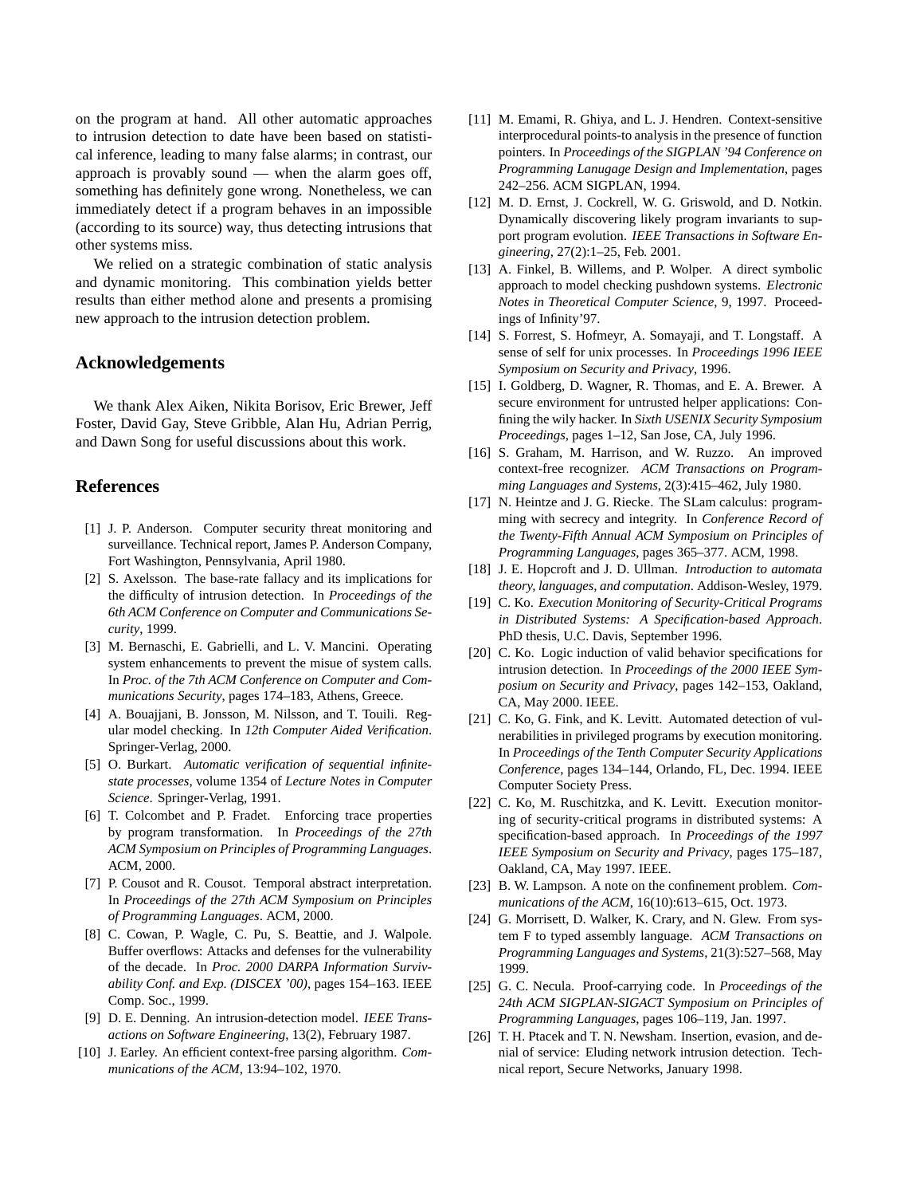on the program at hand. All other automatic approaches to intrusion detection to date have been based on statistical inference, leading to many false alarms; in contrast, our approach is provably sound — when the alarm goes off, something has definitely gone wrong. Nonetheless, we can immediately detect if a program behaves in an impossible (according to its source) way, thus detecting intrusions that other systems miss.

We relied on a strategic combination of static analysis and dynamic monitoring. This combination yields better results than either method alone and presents a promising new approach to the intrusion detection problem.

## Acknowledgements

We thank Alex Aiken, Nikita Borisov, Eric Brewer, Jeff Foster, David Gay, Steve Gribble, Alan Hu, Adrian Perrig, and Dawn Song for useful discussions about this work.

## References

[1] J. P. Anderson. Computer security threat monitoring and surveillance. Technical report, James P. Anderson Company, Fort Washington, Pennsylvania, April 1980.

[2] S. Axelsson. The base-rate fallacy and its implications for the difficulty of intrusion detection. In *Proceedings of the 6th ACM Conference on Computer and Communications Security*, 1999.

[3] M. Bernaschi, E. Gabrielli, and L. V. Mancini. Operating system enhancements to prevent the misue of system calls. In *Proc. of the 7th ACM Conference on Computer and Communications Security*, pages 174–183, Athens, Greece.

[4] A. Bouajjani, B. Jonsson, M. Nilsson, and T. Touili. Regular model checking. In *12th Computer Aided Verification*. Springer-Verlag, 2000.

[5] O. Burkart. *Automatic verification of sequential infinite-state processes*, volume 1354 of *Lecture Notes in Computer Science*. Springer-Verlag, 1991.

[6] T. Colcombet and P. Fradet. Enforcing trace properties by program transformation. In *Proceedings of the 27th ACM Symposium on Principles of Programming Languages*. ACM, 2000.

[7] P. Cousot and R. Cousot. Temporal abstract interpretation. In *Proceedings of the 27th ACM Symposium on Principles of Programming Languages*. ACM, 2000.

[8] C. Cowan, P. Wagle, C. Pu, S. Beattie, and J. Walpole. Buffer overflows: Attacks and defenses for the vulnerability of the decade. In *Proc. 2000 DARPA Information Survivability Conf. and Exp. (DISCEX '00)*, pages 154–163. IEEE Comp. Soc., 1999.

[9] D. E. Denning. An intrusion-detection model. *IEEE Transactions on Software Engineering*, 13(2), February 1987.

[10] J. Earley. An efficient context-free parsing algorithm. *Communications of the ACM*, 13:94–102, 1970.

[11] M. Emami, R. Ghiya, and L. J. Hendren. Context-sensitive interprocedural points-to analysis in the presence of function pointers. In *Proceedings of the SIGPLAN '94 Conference on Programming Lanugage Design and Implementation*, pages 242–256. ACM SIGPLAN, 1994.

[12] M. D. Ernst, J. Cockrell, W. G. Griswold, and D. Notkin. Dynamically discovering likely program invariants to support program evolution. *IEEE Transactions in Software Engineering*, 27(2):1–25, Feb. 2001.

[13] A. Finkel, B. Willems, and P. Wolper. A direct symbolic approach to model checking pushdown systems. *Electronic Notes in Theoretical Computer Science*, 9, 1997. Proceedings of Infinity'97.

[14] S. Forrest, S. Hofmeyr, A. Somayaji, and T. Longstaff. A sense of self for unix processes. In *Proceedings 1996 IEEE Symposium on Security and Privacy*, 1996.

[15] I. Goldberg, D. Wagner, R. Thomas, and E. A. Brewer. A secure environment for untrusted helper applications: Confining the wily hacker. In *Sixth USENIX Security Symposium Proceedings*, pages 1–12, San Jose, CA, July 1996.

[16] S. Graham, M. Harrison, and W. Ruzzo. An improved context-free recognizer. *ACM Transactions on Programming Languages and Systems*, 2(3):415–462, July 1980.

[17] N. Heintze and J. G. Riecke. The SLam calculus: programming with secrecy and integrity. In *Conference Record of the Twenty-Fifth Annual ACM Symposium on Principles of Programming Languages*, pages 365–377. ACM, 1998.

[18] J. E. Hopcroft and J. D. Ullman. *Introduction to automata theory, languages, and computation*. Addison-Wesley, 1979.

[19] C. Ko. *Execution Monitoring of Security-Critical Programs in Distributed Systems: A Specification-based Approach*. PhD thesis, U.C. Davis, September 1996.

[20] C. Ko. Logic induction of valid behavior specifications for intrusion detection. In *Proceedings of the 2000 IEEE Symposium on Security and Privacy*, pages 142–153, Oakland, CA, May 2000. IEEE.

[21] C. Ko, G. Fink, and K. Levitt. Automated detection of vulnerabilities in privileged programs by execution monitoring. In *Proceedings of the Tenth Computer Security Applications Conference*, pages 134–144, Orlando, FL, Dec. 1994. IEEE Computer Society Press.

[22] C. Ko, M. Ruschitzka, and K. Levitt. Execution monitoring of security-critical programs in distributed systems: A specification-based approach. In *Proceedings of the 1997 IEEE Symposium on Security and Privacy*, pages 175–187, Oakland, CA, May 1997. IEEE.

[23] B. W. Lampson. A note on the confinement problem. *Communications of the ACM*, 16(10):613–615, Oct. 1973.

[24] G. Morrisett, D. Walker, K. Crary, and N. Glew. From system F to typed assembly language. *ACM Transactions on Programming Languages and Systems*, 21(3):527–568, May 1999.

[25] G. C. Necula. Proof-carrying code. In *Proceedings of the 24th ACM SIGPLAN-SIGACT Symposium on Principles of Programming Languages*, pages 106–119, Jan. 1997.

[26] T. H. Ptacek and T. N. Newsham. Insertion, evasion, and denial of service: Eluding network intrusion detection. Technical report, Secure Networks, January 1998.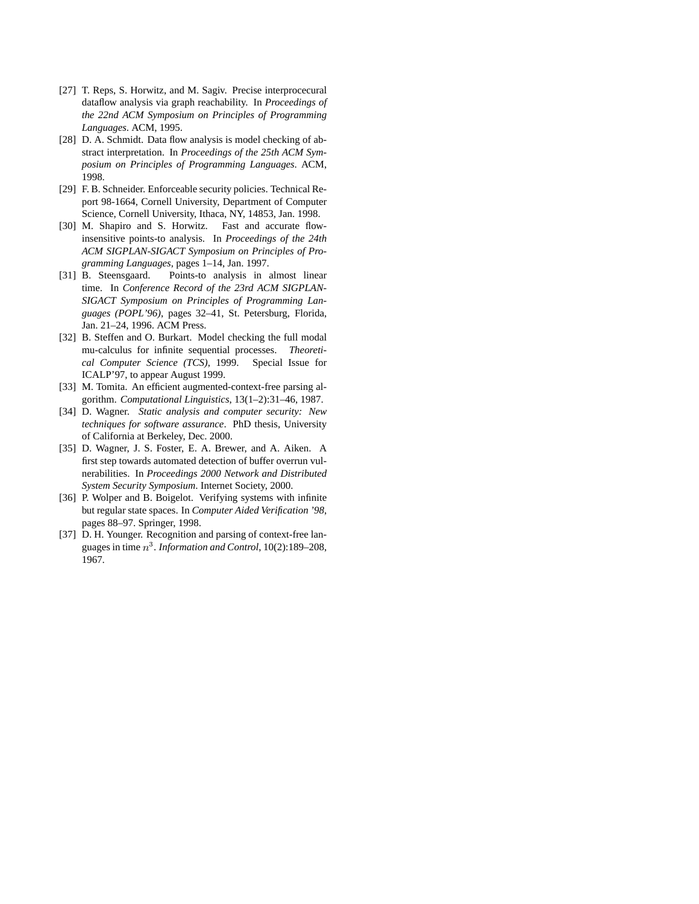[27] T. Reps, S. Horwitz, and M. Sagiv. Precise interprocecural dataflow analysis via graph reachability. In *Proceedings of the 22nd ACM Symposium on Principles of Programming Languages*. ACM, 1995.

[28] D. A. Schmidt. Data flow analysis is model checking of abstract interpretation. In *Proceedings of the 25th ACM Symposium on Principles of Programming Languages*. ACM, 1998.

[29] F. B. Schneider. Enforceable security policies. Technical Report 98-1664, Cornell University, Department of Computer Science, Cornell University, Ithaca, NY, 14853, Jan. 1998.

[30] M. Shapiro and S. Horwitz. Fast and accurate flow-insensitive points-to analysis. In *Proceedings of the 24th ACM SIGPLAN-SIGACT Symposium on Principles of Programming Languages*, pages 1–14, Jan. 1997.

[31] B. Steensgaard. Points-to analysis in almost linear time. In *Conference Record of the 23rd ACM SIGPLAN-SIGACT Symposium on Principles of Programming Languages (POPL'96)*, pages 32–41, St. Petersburg, Florida, Jan. 21–24, 1996. ACM Press.

[32] B. Steffen and O. Burkart. Model checking the full modal mu-calculus for infinite sequential processes. *Theoretical Computer Science (TCS)*, 1999. Special Issue for ICALP'97, to appear August 1999.

[33] M. Tomita. An efficient augmented-context-free parsing algorithm. *Computational Linguistics*, 13(1–2):31–46, 1987.

[34] D. Wagner. *Static analysis and computer security: New techniques for software assurance*. PhD thesis, University of California at Berkeley, Dec. 2000.

[35] D. Wagner, J. S. Foster, E. A. Brewer, and A. Aiken. A first step towards automated detection of buffer overrun vulnerabilities. In *Proceedings 2000 Network and Distributed System Security Symposium*. Internet Society, 2000.

[36] P. Wolper and B. Boigelot. Verifying systems with infinite but regular state spaces. In *Computer Aided Verification '98*, pages 88–97. Springer, 1998.

[37] D. H. Younger. Recognition and parsing of context-free languages in time $n^3$. *Information and Control*, 10(2):189–208, 1967.